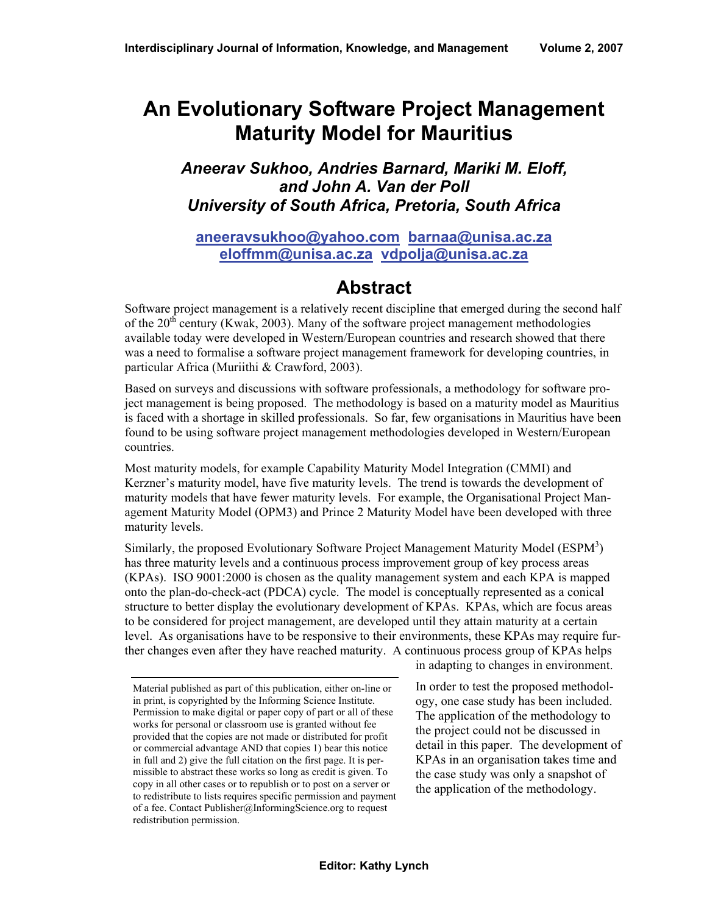# An Evolutionary Software Project Management Maturity Model for Mauritius

***Aneerav Sukhoo, Andries Barnard, Mariki M. Eloff, and John A. Van der Poll***
***University of South Africa, Pretoria, South Africa***

**aneeravsukhoo@yahoo.com barnaa@unisa.ac.za eloffmm@unisa.ac.za vdpolja@unisa.ac.za**

## Abstract

Software project management is a relatively recent discipline that emerged during the second half of the 20th century (Kwak, 2003). Many of the software project management methodologies available today were developed in Western/European countries and research showed that there was a need to formalise a software project management framework for developing countries, in particular Africa (Muriithi & Crawford, 2003).

Based on surveys and discussions with software professionals, a methodology for software project management is being proposed. The methodology is based on a maturity model as Mauritius is faced with a shortage in skilled professionals. So far, few organisations in Mauritius have been found to be using software project management methodologies developed in Western/European countries.

Most maturity models, for example Capability Maturity Model Integration (CMMI) and Kerzner's maturity model, have five maturity levels. The trend is towards the development of maturity models that have fewer maturity levels. For example, the Organisational Project Management Maturity Model (OPM3) and Prince 2 Maturity Model have been developed with three maturity levels.

Similarly, the proposed Evolutionary Software Project Management Maturity Model (ESPM$^3$) has three maturity levels and a continuous process improvement group of key process areas (KPAs). ISO 9001:2000 is chosen as the quality management system and each KPA is mapped onto the plan-do-check-act (PDCA) cycle. The model is conceptually represented as a conical structure to better display the evolutionary development of KPAs. KPAs, which are focus areas to be considered for project management, are developed until they attain maturity at a certain level. As organisations have to be responsive to their environments, these KPAs may require further changes even after they have reached maturity. A continuous process group of KPAs helps in adapting to changes in environment.

In order to test the proposed methodology, one case study has been included. The application of the methodology to the project could not be discussed in detail in this paper. The development of KPAs in an organisation takes time and the case study was only a snapshot of the application of the methodology.

Material published as part of this publication, either on-line or in print, is copyrighted by the Informing Science Institute. Permission to make digital or paper copy of part or all of these works for personal or classroom use is granted without fee provided that the copies are not made or distributed for profit or commercial advantage AND that copies 1) bear this notice in full and 2) give the full citation on the first page. It is permissible to abstract these works so long as credit is given. To copy in all other cases or to republish or to post on a server or to redistribute to lists requires specific permission and payment of a fee. Contact Publisher@InformingScience.org to request redistribution permission.

**Editor: Kathy Lynch**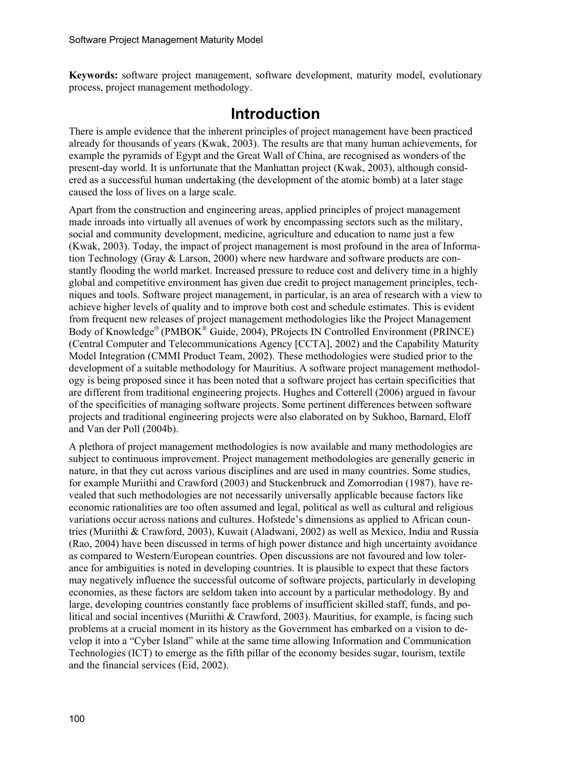**Keywords:** software project management, software development, maturity model, evolutionary process, project management methodology.

# Introduction

There is ample evidence that the inherent principles of project management have been practiced already for thousands of years (Kwak, 2003). The results are that many human achievements, for example the pyramids of Egypt and the Great Wall of China, are recognised as wonders of the present-day world. It is unfortunate that the Manhattan project (Kwak, 2003), although considered as a successful human undertaking (the development of the atomic bomb) at a later stage caused the loss of lives on a large scale.

Apart from the construction and engineering areas, applied principles of project management made inroads into virtually all avenues of work by encompassing sectors such as the military, social and community development, medicine, agriculture and education to name just a few (Kwak, 2003). Today, the impact of project management is most profound in the area of Information Technology (Gray & Larson, 2000) where new hardware and software products are constantly flooding the world market. Increased pressure to reduce cost and delivery time in a highly global and competitive environment has given due credit to project management principles, techniques and tools. Software project management, in particular, is an area of research with a view to achieve higher levels of quality and to improve both cost and schedule estimates. This is evident from frequent new releases of project management methodologies like the Project Management Body of Knowledge® (PMBOK® Guide, 2004), PRojects IN Controlled Environment (PRINCE) (Central Computer and Telecommunications Agency [CCTA], 2002) and the Capability Maturity Model Integration (CMMI Product Team, 2002). These methodologies were studied prior to the development of a suitable methodology for Mauritius. A software project management methodology is being proposed since it has been noted that a software project has certain specificities that are different from traditional engineering projects. Hughes and Cotterell (2006) argued in favour of the specificities of managing software projects. Some pertinent differences between software projects and traditional engineering projects were also elaborated on by Sukhoo, Barnard, Eloff and Van der Poll (2004b).

A plethora of project management methodologies is now available and many methodologies are subject to continuous improvement. Project management methodologies are generally generic in nature, in that they cut across various disciplines and are used in many countries. Some studies, for example Muriithi and Crawford (2003) and Stuckenbruck and Zomorrodian (1987), have revealed that such methodologies are not necessarily universally applicable because factors like economic rationalities are too often assumed and legal, political as well as cultural and religious variations occur across nations and cultures. Hofstede's dimensions as applied to African countries (Muriithi & Crawford, 2003), Kuwait (Aladwani, 2002) as well as Mexico, India and Russia (Rao, 2004) have been discussed in terms of high power distance and high uncertainty avoidance as compared to Western/European countries. Open discussions are not favoured and low tolerance for ambiguities is noted in developing countries. It is plausible to expect that these factors may negatively influence the successful outcome of software projects, particularly in developing economies, as these factors are seldom taken into account by a particular methodology. By and large, developing countries constantly face problems of insufficient skilled staff, funds, and political and social incentives (Muriithi & Crawford, 2003). Mauritius, for example, is facing such problems at a crucial moment in its history as the Government has embarked on a vision to develop it into a "Cyber Island" while at the same time allowing Information and Communication Technologies (ICT) to emerge as the fifth pillar of the economy besides sugar, tourism, textile and the financial services (Eid, 2002).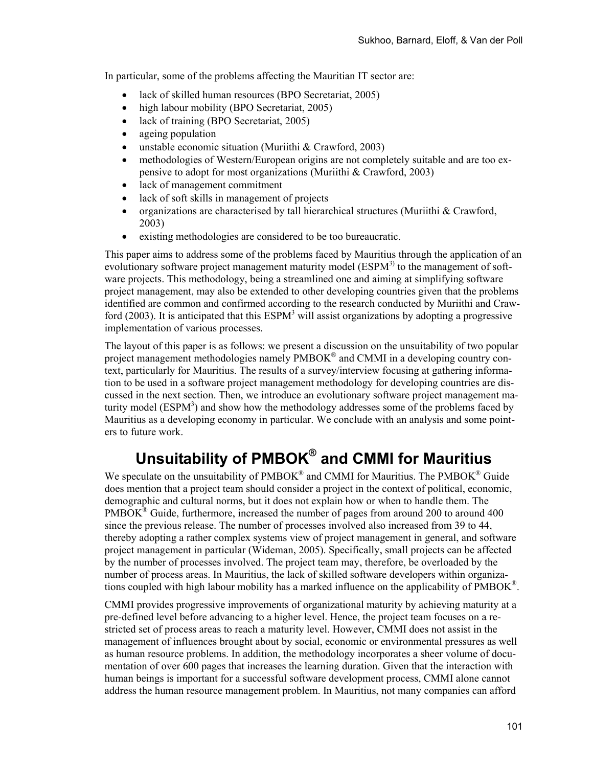In particular, some of the problems affecting the Mauritian IT sector are:

- lack of skilled human resources (BPO Secretariat, 2005)
- high labour mobility (BPO Secretariat, 2005)
- lack of training (BPO Secretariat, 2005)
- ageing population
- unstable economic situation (Muriithi & Crawford, 2003)
- methodologies of Western/European origins are not completely suitable and are too expensive to adopt for most organizations (Muriithi & Crawford, 2003)
- lack of management commitment
- lack of soft skills in management of projects
- organizations are characterised by tall hierarchical structures (Muriithi & Crawford, 2003)
- existing methodologies are considered to be too bureaucratic.

This paper aims to address some of the problems faced by Mauritius through the application of an evolutionary software project management maturity model (ESPM$^{3)}$ to the management of software projects. This methodology, being a streamlined one and aiming at simplifying software project management, may also be extended to other developing countries given that the problems identified are common and confirmed according to the research conducted by Muriithi and Crawford (2003). It is anticipated that this ESPM$^3$ will assist organizations by adopting a progressive implementation of various processes.

The layout of this paper is as follows: we present a discussion on the unsuitability of two popular project management methodologies namely PMBOK® and CMMI in a developing country context, particularly for Mauritius. The results of a survey/interview focusing at gathering information to be used in a software project management methodology for developing countries are discussed in the next section. Then, we introduce an evolutionary software project management maturity model (ESPM$^3$) and show how the methodology addresses some of the problems faced by Mauritius as a developing economy in particular. We conclude with an analysis and some pointers to future work.

## Unsuitability of PMBOK® and CMMI for Mauritius

We speculate on the unsuitability of PMBOK® and CMMI for Mauritius. The PMBOK® Guide does mention that a project team should consider a project in the context of political, economic, demographic and cultural norms, but it does not explain how or when to handle them. The PMBOK® Guide, furthermore, increased the number of pages from around 200 to around 400 since the previous release. The number of processes involved also increased from 39 to 44, thereby adopting a rather complex systems view of project management in general, and software project management in particular (Wideman, 2005). Specifically, small projects can be affected by the number of processes involved. The project team may, therefore, be overloaded by the number of process areas. In Mauritius, the lack of skilled software developers within organizations coupled with high labour mobility has a marked influence on the applicability of PMBOK®.

CMMI provides progressive improvements of organizational maturity by achieving maturity at a pre-defined level before advancing to a higher level. Hence, the project team focuses on a restricted set of process areas to reach a maturity level. However, CMMI does not assist in the management of influences brought about by social, economic or environmental pressures as well as human resource problems. In addition, the methodology incorporates a sheer volume of documentation of over 600 pages that increases the learning duration. Given that the interaction with human beings is important for a successful software development process, CMMI alone cannot address the human resource management problem. In Mauritius, not many companies can afford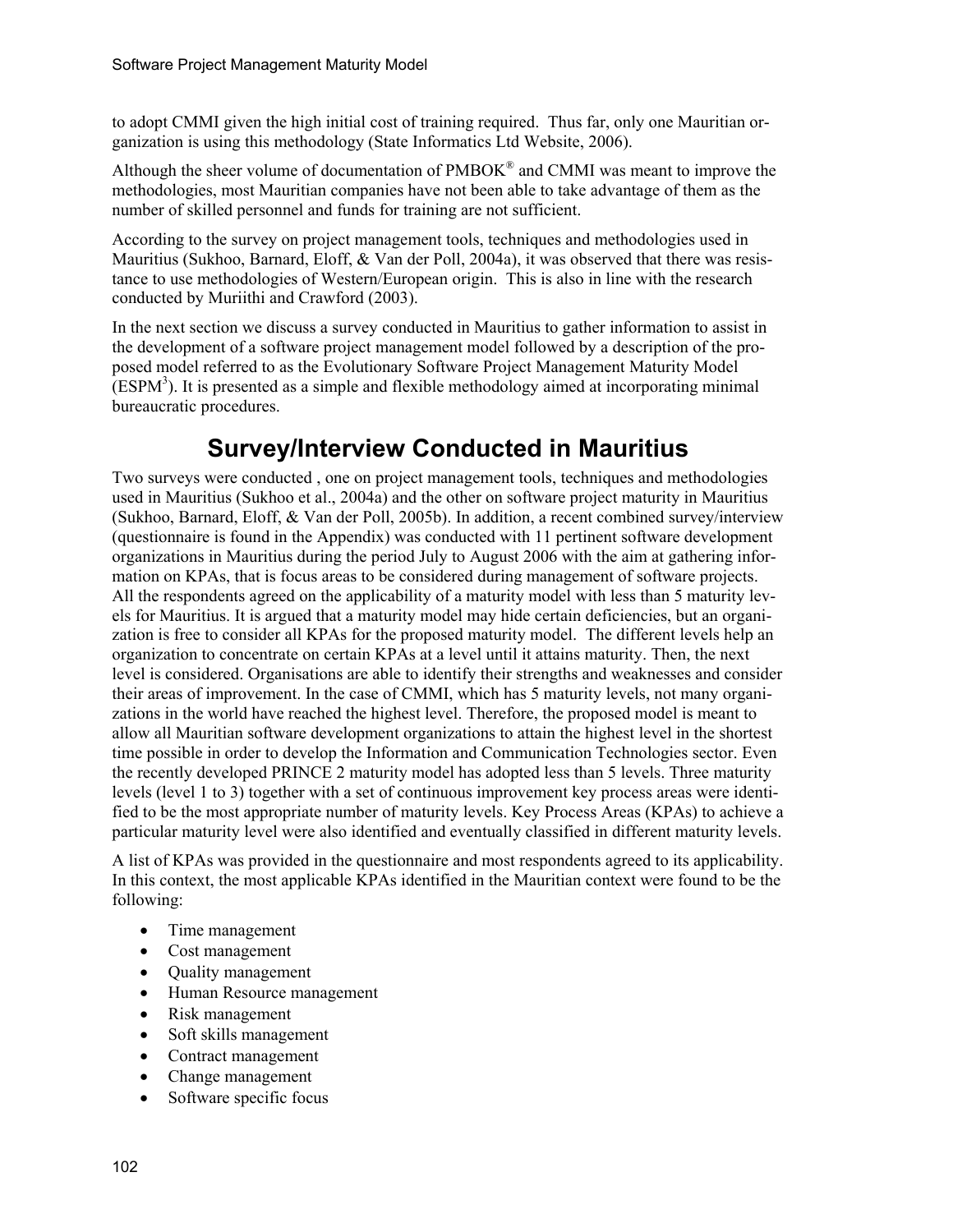to adopt CMMI given the high initial cost of training required. Thus far, only one Mauritian organization is using this methodology (State Informatics Ltd Website, 2006).

Although the sheer volume of documentation of PMBOK® and CMMI was meant to improve the methodologies, most Mauritian companies have not been able to take advantage of them as the number of skilled personnel and funds for training are not sufficient.

According to the survey on project management tools, techniques and methodologies used in Mauritius (Sukhoo, Barnard, Eloff, & Van der Poll, 2004a), it was observed that there was resistance to use methodologies of Western/European origin. This is also in line with the research conducted by Muriithi and Crawford (2003).

In the next section we discuss a survey conducted in Mauritius to gather information to assist in the development of a software project management model followed by a description of the proposed model referred to as the Evolutionary Software Project Management Maturity Model ($ESPM^3$). It is presented as a simple and flexible methodology aimed at incorporating minimal bureaucratic procedures.

## Survey/Interview Conducted in Mauritius

Two surveys were conducted , one on project management tools, techniques and methodologies used in Mauritius (Sukhoo et al., 2004a) and the other on software project maturity in Mauritius (Sukhoo, Barnard, Eloff, & Van der Poll, 2005b). In addition, a recent combined survey/interview (questionnaire is found in the Appendix) was conducted with 11 pertinent software development organizations in Mauritius during the period July to August 2006 with the aim at gathering information on KPAs, that is focus areas to be considered during management of software projects. All the respondents agreed on the applicability of a maturity model with less than 5 maturity levels for Mauritius. It is argued that a maturity model may hide certain deficiencies, but an organization is free to consider all KPAs for the proposed maturity model. The different levels help an organization to concentrate on certain KPAs at a level until it attains maturity. Then, the next level is considered. Organisations are able to identify their strengths and weaknesses and consider their areas of improvement. In the case of CMMI, which has 5 maturity levels, not many organizations in the world have reached the highest level. Therefore, the proposed model is meant to allow all Mauritian software development organizations to attain the highest level in the shortest time possible in order to develop the Information and Communication Technologies sector. Even the recently developed PRINCE 2 maturity model has adopted less than 5 levels. Three maturity levels (level 1 to 3) together with a set of continuous improvement key process areas were identified to be the most appropriate number of maturity levels. Key Process Areas (KPAs) to achieve a particular maturity level were also identified and eventually classified in different maturity levels.

A list of KPAs was provided in the questionnaire and most respondents agreed to its applicability. In this context, the most applicable KPAs identified in the Mauritian context were found to be the following:

- Time management
- Cost management
- Quality management
- Human Resource management
- Risk management
- Soft skills management
- Contract management
- Change management
- Software specific focus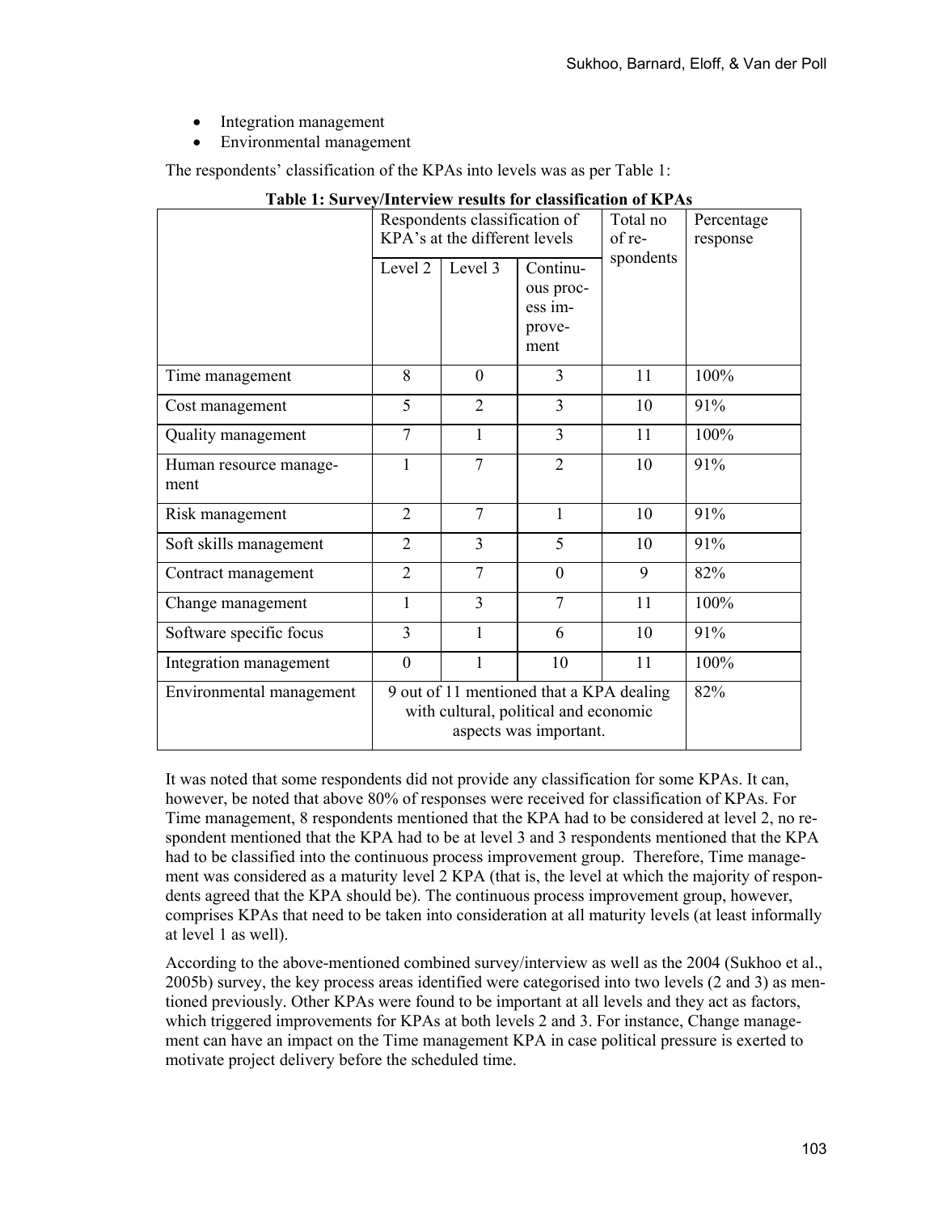- Integration management
- Environmental management

The respondents' classification of the KPAs into levels was as per Table 1:

**Table 1: Survey/Interview results for classification of KPAs**

| | Respondents classification of KPA's at the different levels | | | Total no of respondents | Percentage response |
|---|---|---|---|---|---|
| | Level 2 | Level 3 | Continuous process improvement | | |
| Time management | 8 | 0 | 3 | 11 | 100% |
| Cost management | 5 | 2 | 3 | 10 | 91% |
| Quality management | 7 | 1 | 3 | 11 | 100% |
| Human resource management | 1 | 7 | 2 | 10 | 91% |
| Risk management | 2 | 7 | 1 | 10 | 91% |
| Soft skills management | 2 | 3 | 5 | 10 | 91% |
| Contract management | 2 | 7 | 0 | 9 | 82% |
| Change management | 1 | 3 | 7 | 11 | 100% |
| Software specific focus | 3 | 1 | 6 | 10 | 91% |
| Integration management | 0 | 1 | 10 | 11 | 100% |
| Environmental management | 9 out of 11 mentioned that a KPA dealing with cultural, political and economic aspects was important. | | | | 82% |

It was noted that some respondents did not provide any classification for some KPAs. It can, however, be noted that above 80% of responses were received for classification of KPAs. For Time management, 8 respondents mentioned that the KPA had to be considered at level 2, no respondent mentioned that the KPA had to be at level 3 and 3 respondents mentioned that the KPA had to be classified into the continuous process improvement group. Therefore, Time management was considered as a maturity level 2 KPA (that is, the level at which the majority of respondents agreed that the KPA should be). The continuous process improvement group, however, comprises KPAs that need to be taken into consideration at all maturity levels (at least informally at level 1 as well).

According to the above-mentioned combined survey/interview as well as the 2004 (Sukhoo et al., 2005b) survey, the key process areas identified were categorised into two levels (2 and 3) as mentioned previously. Other KPAs were found to be important at all levels and they act as factors, which triggered improvements for KPAs at both levels 2 and 3. For instance, Change management can have an impact on the Time management KPA in case political pressure is exerted to motivate project delivery before the scheduled time.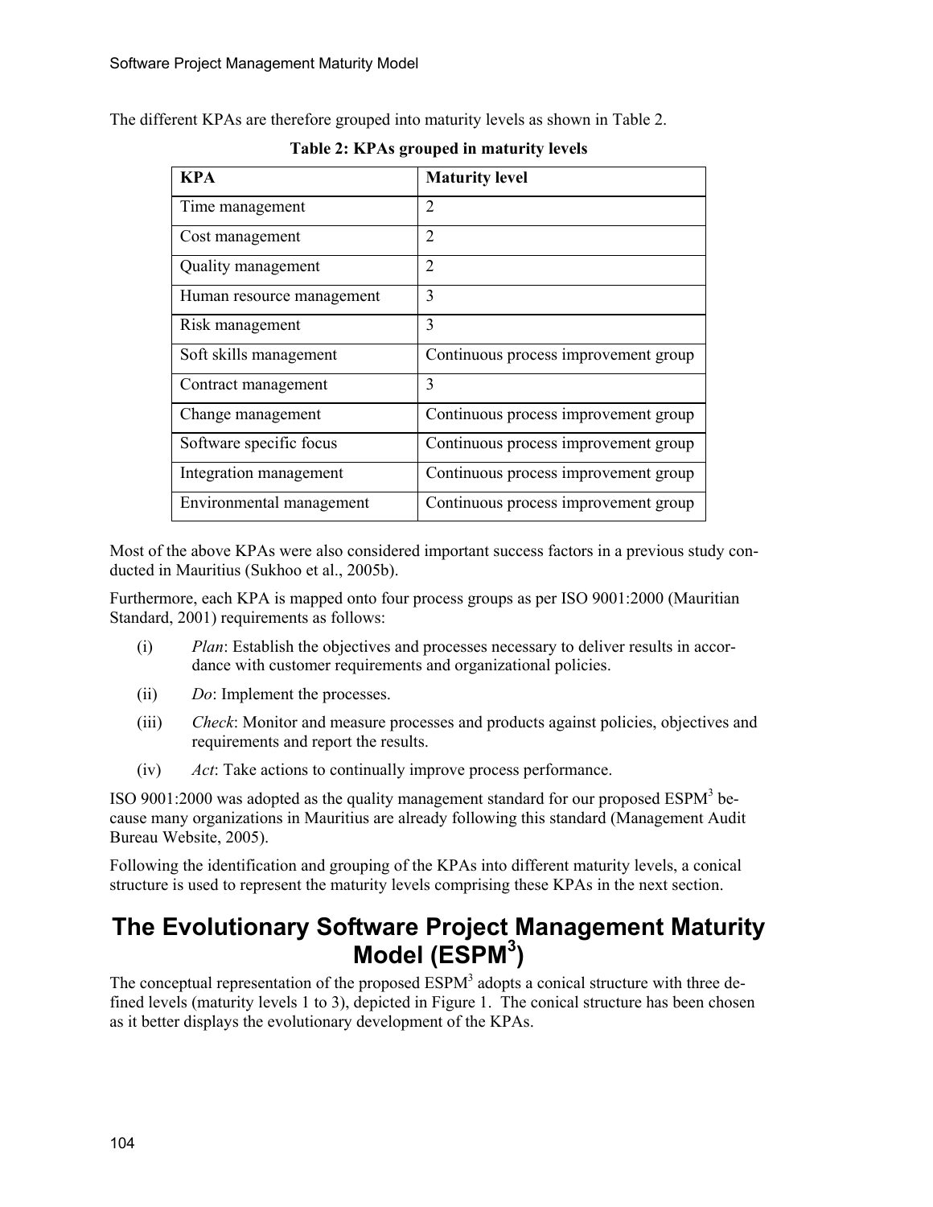The different KPAs are therefore grouped into maturity levels as shown in Table 2.

**Table 2: KPAs grouped in maturity levels**

| KPA | Maturity level |
|---|---|
| Time management | 2 |
| Cost management | 2 |
| Quality management | 2 |
| Human resource management | 3 |
| Risk management | 3 |
| Soft skills management | Continuous process improvement group |
| Contract management | 3 |
| Change management | Continuous process improvement group |
| Software specific focus | Continuous process improvement group |
| Integration management | Continuous process improvement group |
| Environmental management | Continuous process improvement group |

Most of the above KPAs were also considered important success factors in a previous study conducted in Mauritius (Sukhoo et al., 2005b).

Furthermore, each KPA is mapped onto four process groups as per ISO 9001:2000 (Mauritian Standard, 2001) requirements as follows:

(i) *Plan*: Establish the objectives and processes necessary to deliver results in accordance with customer requirements and organizational policies.

(ii) *Do*: Implement the processes.

(iii) *Check*: Monitor and measure processes and products against policies, objectives and requirements and report the results.

(iv) *Act*: Take actions to continually improve process performance.

ISO 9001:2000 was adopted as the quality management standard for our proposed ESPM$^3$ because many organizations in Mauritius are already following this standard (Management Audit Bureau Website, 2005).

Following the identification and grouping of the KPAs into different maturity levels, a conical structure is used to represent the maturity levels comprising these KPAs in the next section.

# The Evolutionary Software Project Management Maturity Model (ESPM$^3$)

The conceptual representation of the proposed ESPM$^3$ adopts a conical structure with three defined levels (maturity levels 1 to 3), depicted in Figure 1. The conical structure has been chosen as it better displays the evolutionary development of the KPAs.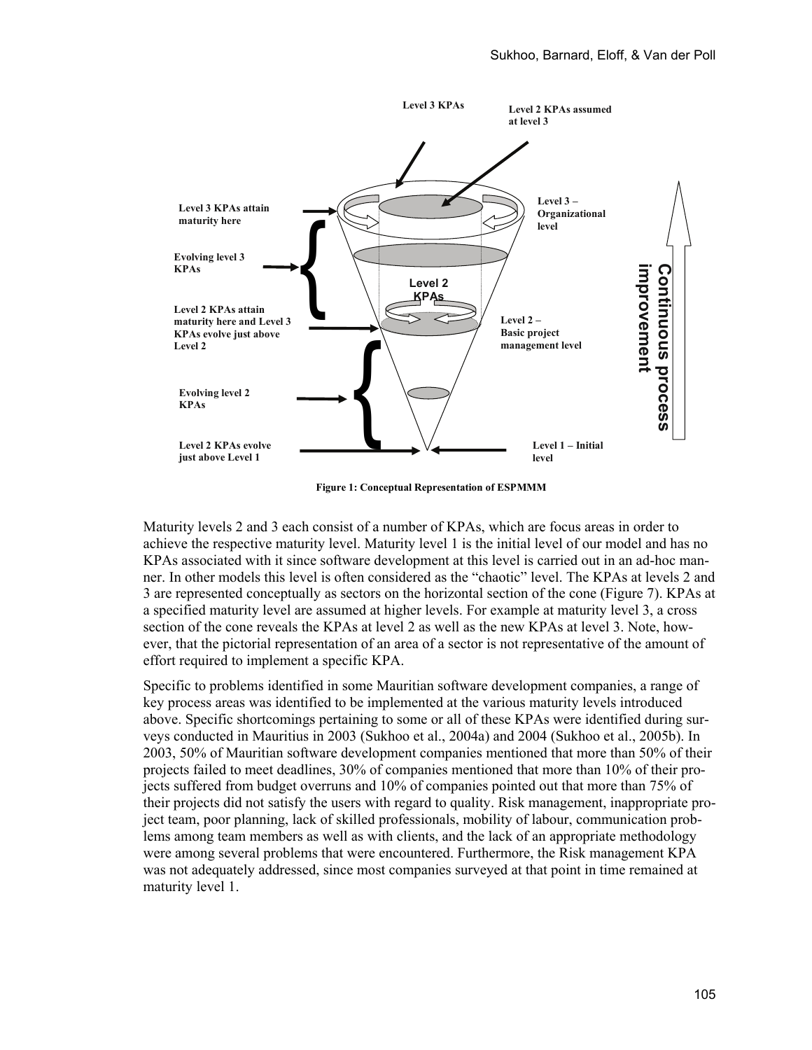Figure 1: Conceptual Representation of ESPMMM

Maturity levels 2 and 3 each consist of a number of KPAs, which are focus areas in order to achieve the respective maturity level. Maturity level 1 is the initial level of our model and has no KPAs associated with it since software development at this level is carried out in an ad-hoc manner. In other models this level is often considered as the "chaotic" level. The KPAs at levels 2 and 3 are represented conceptually as sectors on the horizontal section of the cone (Figure 7). KPAs at a specified maturity level are assumed at higher levels. For example at maturity level 3, a cross section of the cone reveals the KPAs at level 2 as well as the new KPAs at level 3. Note, however, that the pictorial representation of an area of a sector is not representative of the amount of effort required to implement a specific KPA.

Specific to problems identified in some Mauritian software development companies, a range of key process areas was identified to be implemented at the various maturity levels introduced above. Specific shortcomings pertaining to some or all of these KPAs were identified during surveys conducted in Mauritius in 2003 (Sukhoo et al., 2004a) and 2004 (Sukhoo et al., 2005b). In 2003, 50% of Mauritian software development companies mentioned that more than 50% of their projects failed to meet deadlines, 30% of companies mentioned that more than 10% of their projects suffered from budget overruns and 10% of companies pointed out that more than 75% of their projects did not satisfy the users with regard to quality. Risk management, inappropriate project team, poor planning, lack of skilled professionals, mobility of labour, communication problems among team members as well as with clients, and the lack of an appropriate methodology were among several problems that were encountered. Furthermore, the Risk management KPA was not adequately addressed, since most companies surveyed at that point in time remained at maturity level 1.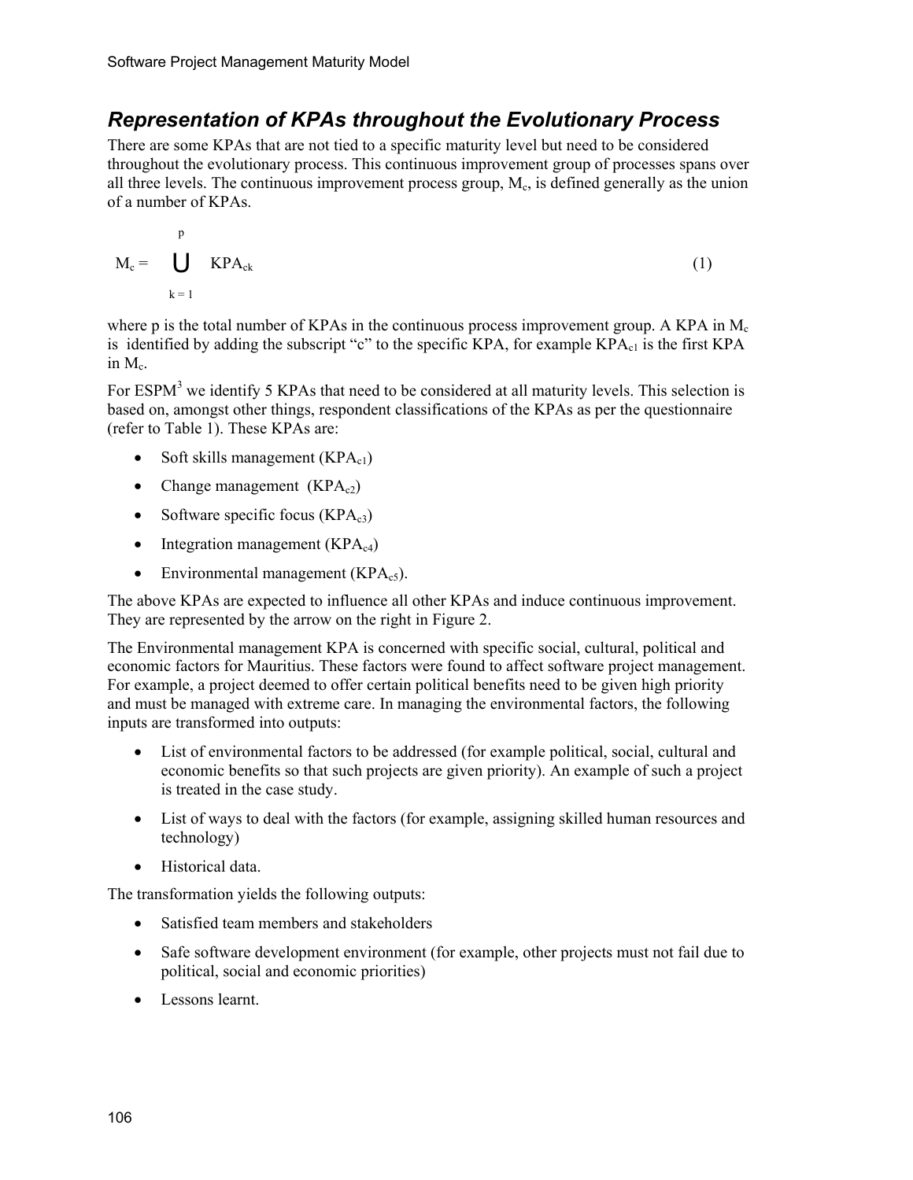## *Representation of KPAs throughout the Evolutionary Process*

There are some KPAs that are not tied to a specific maturity level but need to be considered throughout the evolutionary process. This continuous improvement group of processes spans over all three levels. The continuous improvement process group, $M_c$, is defined generally as the union of a number of KPAs.

$$M_c = \bigcup_{k=1}^{p} KPA_{ck} \qquad (1)$$

where p is the total number of KPAs in the continuous process improvement group. A KPA in $M_c$ is identified by adding the subscript "c" to the specific KPA, for example $KPA_{c1}$ is the first KPA in $M_c$.

For ESPM[3] we identify 5 KPAs that need to be considered at all maturity levels. This selection is based on, amongst other things, respondent classifications of the KPAs as per the questionnaire (refer to Table 1). These KPAs are:

- Soft skills management ($KPA_{c1}$)
- Change management ($KPA_{c2}$)
- Software specific focus ($KPA_{c3}$)
- Integration management ($KPA_{c4}$)
- Environmental management ($KPA_{c5}$).

The above KPAs are expected to influence all other KPAs and induce continuous improvement. They are represented by the arrow on the right in Figure 2.

The Environmental management KPA is concerned with specific social, cultural, political and economic factors for Mauritius. These factors were found to affect software project management. For example, a project deemed to offer certain political benefits need to be given high priority and must be managed with extreme care. In managing the environmental factors, the following inputs are transformed into outputs:

- List of environmental factors to be addressed (for example political, social, cultural and economic benefits so that such projects are given priority). An example of such a project is treated in the case study.
- List of ways to deal with the factors (for example, assigning skilled human resources and technology)
- Historical data.

The transformation yields the following outputs:

- Satisfied team members and stakeholders
- Safe software development environment (for example, other projects must not fail due to political, social and economic priorities)
- Lessons learnt.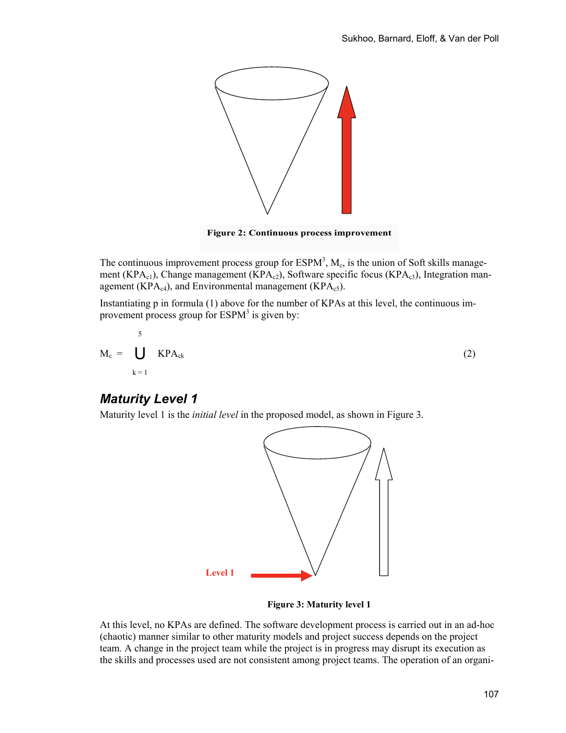Figure 2: Continuous process improvement

The continuous improvement process group for $ESPM^3$, $M_c$, is the union of Soft skills management ($KPA_{c1}$), Change management ($KPA_{c2}$), Software specific focus ($KPA_{c3}$), Integration management ($KPA_{c4}$), and Environmental management ($KPA_{c5}$).

Instantiating p in formula (1) above for the number of KPAs at this level, the continuous improvement process group for $ESPM^3$ is given by:

$$M_c = \bigcup_{k=1}^{5} KPA_{ck} \tag{2}$$

## *Maturity Level 1*

Maturity level 1 is the *initial level* in the proposed model, as shown in Figure 3.

Level 1

Figure 3: Maturity level 1

At this level, no KPAs are defined. The software development process is carried out in an ad-hoc (chaotic) manner similar to other maturity models and project success depends on the project team. A change in the project team while the project is in progress may disrupt its execution as the skills and processes used are not consistent among project teams. The operation of an organi-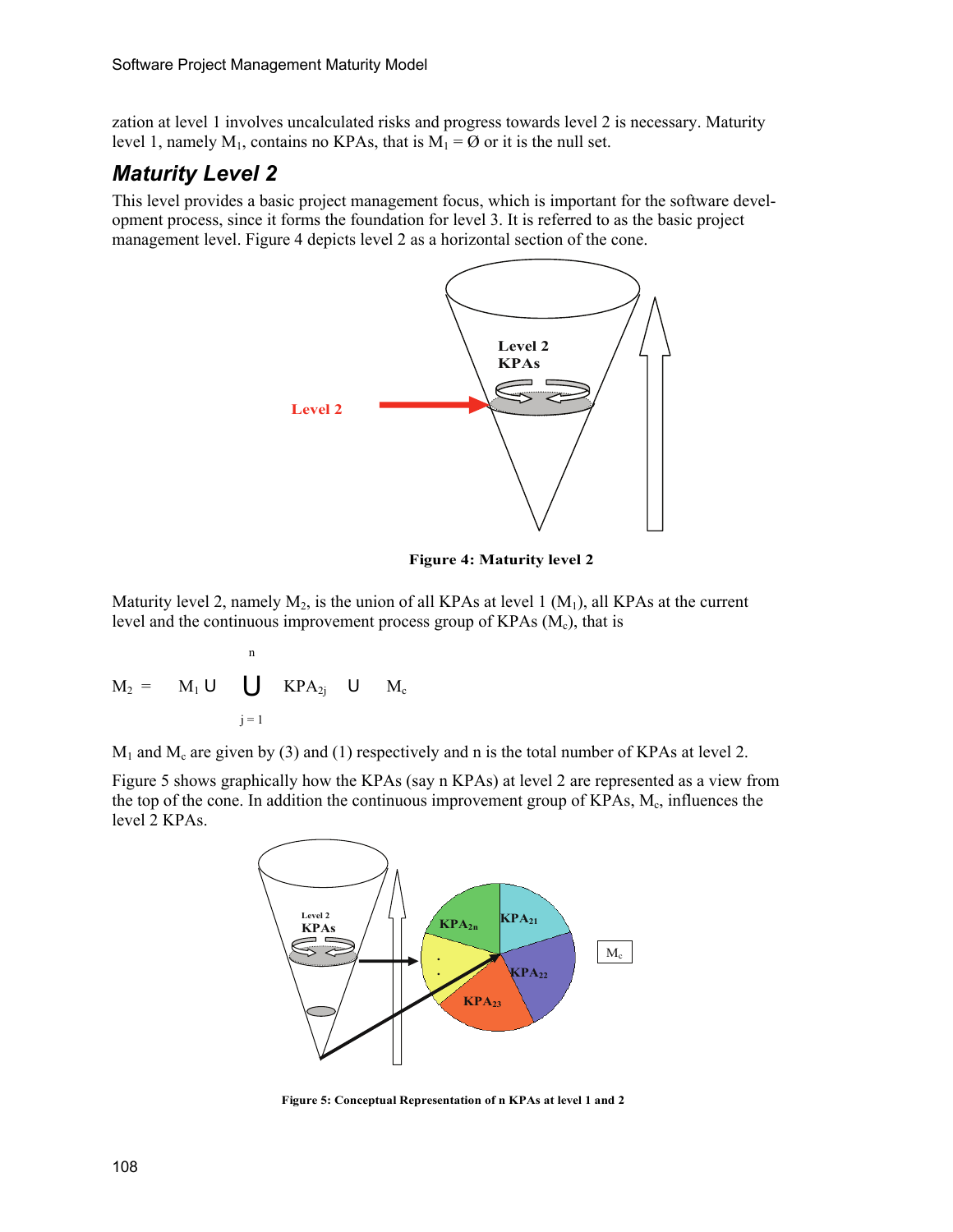zation at level 1 involves uncalculated risks and progress towards level 2 is necessary. Maturity level 1, namely $M_1$, contains no KPAs, that is $M_1 = \emptyset$ or it is the null set.

## Maturity Level 2

This level provides a basic project management focus, which is important for the software development process, since it forms the foundation for level 3. It is referred to as the basic project management level. Figure 4 depicts level 2 as a horizontal section of the cone.

**Figure 4: Maturity level 2**

Maturity level 2, namely $M_2$, is the union of all KPAs at level 1 ($M_1$), all KPAs at the current level and the continuous improvement process group of KPAs ($M_c$), that is

$$M_2 = M_1 \cup \bigcup_{j=1}^{n} KPA_{2j} \cup M_c$$

$M_1$ and $M_c$ are given by (3) and (1) respectively and n is the total number of KPAs at level 2.

Figure 5 shows graphically how the KPAs (say n KPAs) at level 2 are represented as a view from the top of the cone. In addition the continuous improvement group of KPAs, $M_c$, influences the level 2 KPAs.

**Figure 5: Conceptual Representation of n KPAs at level 1 and 2**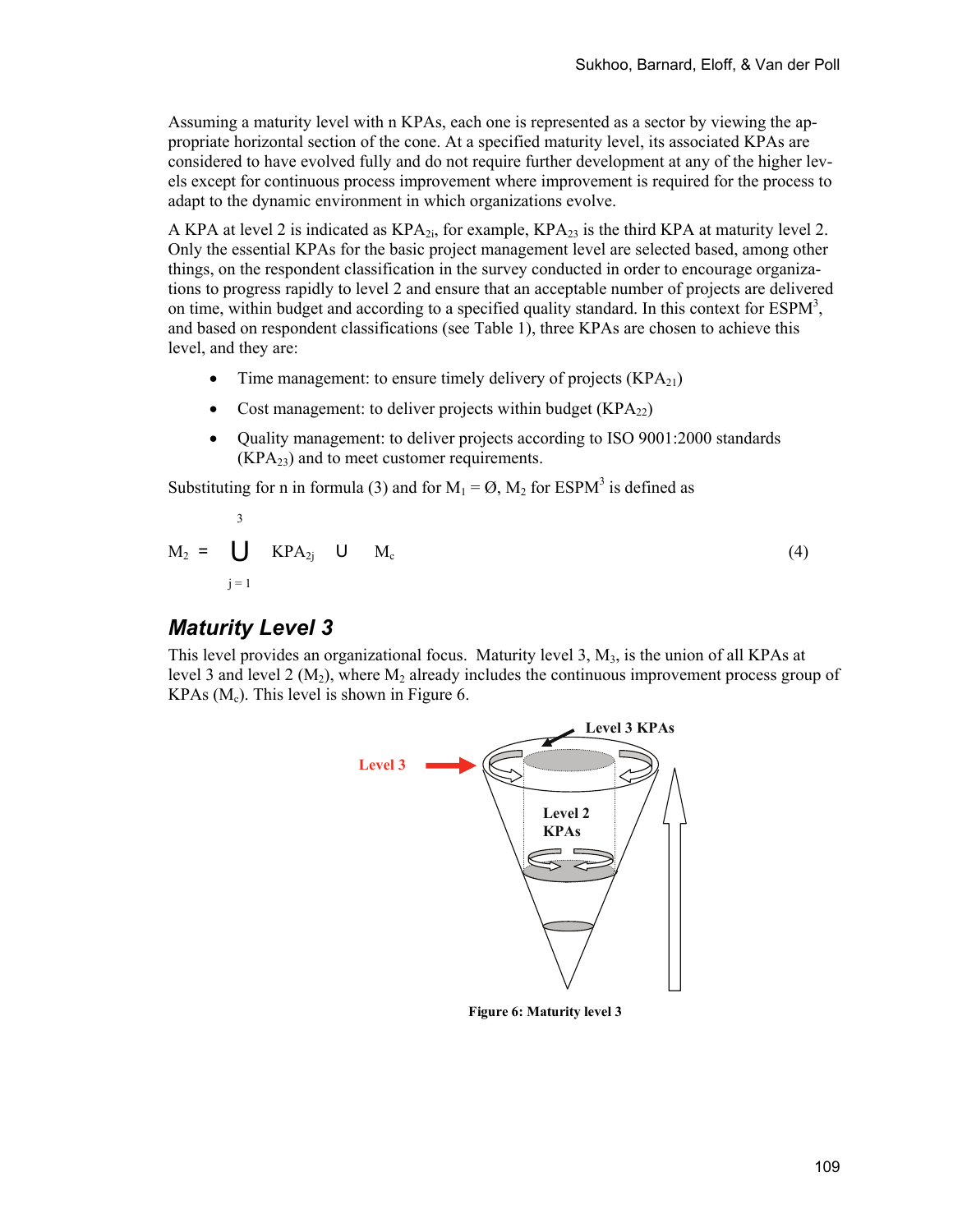Assuming a maturity level with n KPAs, each one is represented as a sector by viewing the appropriate horizontal section of the cone. At a specified maturity level, its associated KPAs are considered to have evolved fully and do not require further development at any of the higher levels except for continuous process improvement where improvement is required for the process to adapt to the dynamic environment in which organizations evolve.

A KPA at level 2 is indicated as $KPA_{2i}$, for example, $KPA_{23}$ is the third KPA at maturity level 2. Only the essential KPAs for the basic project management level are selected based, among other things, on the respondent classification in the survey conducted in order to encourage organizations to progress rapidly to level 2 and ensure that an acceptable number of projects are delivered on time, within budget and according to a specified quality standard. In this context for $ESPM^3$, and based on respondent classifications (see Table 1), three KPAs are chosen to achieve this level, and they are:

- Time management: to ensure timely delivery of projects ($KPA_{21}$)
- Cost management: to deliver projects within budget ($KPA_{22}$)
- Quality management: to deliver projects according to ISO 9001:2000 standards ($KPA_{23}$) and to meet customer requirements.

Substituting for n in formula (3) and for $M_1 = \emptyset$, $M_2$ for $ESPM^3$ is defined as

$$M_2 = \bigcup_{j=1}^{3} KPA_{2j} \cup M_c \tag{4}$$

## Maturity Level 3

This level provides an organizational focus. Maturity level 3, $M_3$, is the union of all KPAs at level 3 and level 2 ($M_2$), where $M_2$ already includes the continuous improvement process group of KPAs ($M_c$). This level is shown in Figure 6.

Figure 6: Maturity level 3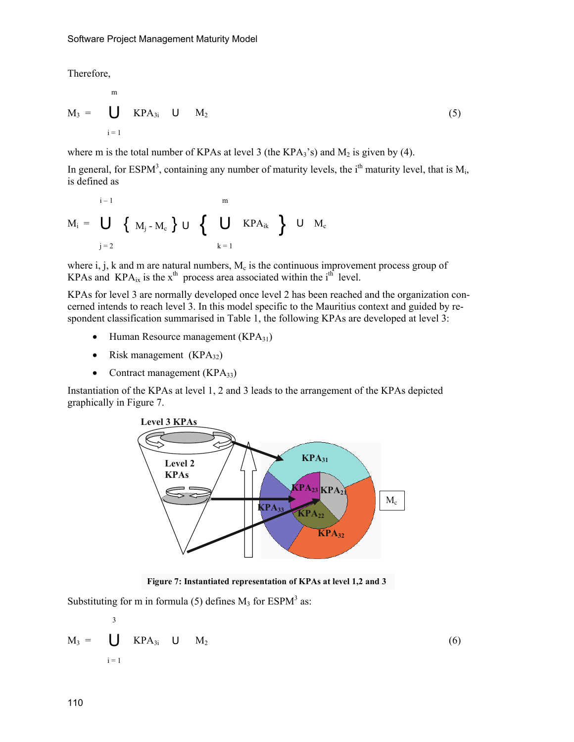Therefore,

$$M_3 = \bigcup_{i=1}^{m} KPA_{3i} \cup M_2 \tag{5}$$

where m is the total number of KPAs at level 3 (the $KPA_3$'s) and $M_2$ is given by (4).

In general, for ESPM[3], containing any number of maturity levels, the $i^{th}$ maturity level, that is $M_i$, is defined as

$$M_i = \bigcup_{j=2}^{i-1} \{ M_j - M_c \} \cup \left\{ \bigcup_{k=1}^{m} KPA_{ik} \right\} \cup M_c$$

where i, j, k and m are natural numbers, $M_c$ is the continuous improvement process group of KPAs and $KPA_{ix}$ is the $x^{th}$ process area associated within the $i^{th}$ level.

KPAs for level 3 are normally developed once level 2 has been reached and the organization concerned intends to reach level 3. In this model specific to the Mauritius context and guided by respondent classification summarised in Table 1, the following KPAs are developed at level 3:

- Human Resource management ($KPA_{31}$)
- Risk management ($KPA_{32}$)
- Contract management ($KPA_{33}$)

Instantiation of the KPAs at level 1, 2 and 3 leads to the arrangement of the KPAs depicted graphically in Figure 7.

**Figure 7: Instantiated representation of KPAs at level 1,2 and 3**

Substituting for m in formula (5) defines $M_3$ for ESPM[3] as:

$$M_3 = \bigcup_{i=1}^{3} KPA_{3i} \cup M_2 \tag{6}$$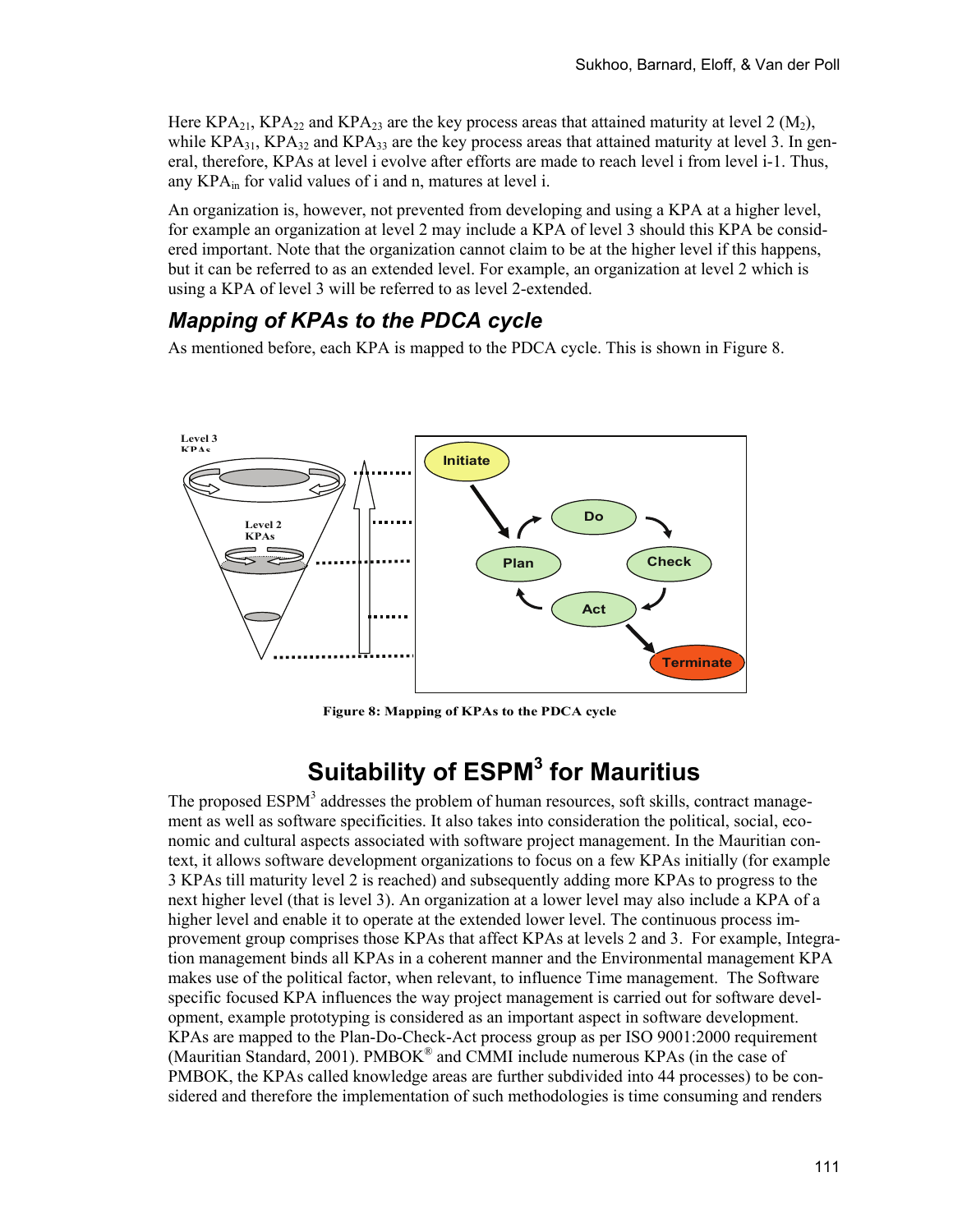Here $KPA_{21}$, $KPA_{22}$ and $KPA_{23}$ are the key process areas that attained maturity at level 2 ($M_2$), while $KPA_{31}$, $KPA_{32}$ and $KPA_{33}$ are the key process areas that attained maturity at level 3. In general, therefore, KPAs at level i evolve after efforts are made to reach level i from level i-1. Thus, any $KPA_{in}$ for valid values of i and n, matures at level i.

An organization is, however, not prevented from developing and using a KPA at a higher level, for example an organization at level 2 may include a KPA of level 3 should this KPA be considered important. Note that the organization cannot claim to be at the higher level if this happens, but it can be referred to as an extended level. For example, an organization at level 2 which is using a KPA of level 3 will be referred to as level 2-extended.

### *Mapping of KPAs to the PDCA cycle*

As mentioned before, each KPA is mapped to the PDCA cycle. This is shown in Figure 8.

**Figure 8: Mapping of KPAs to the PDCA cycle**

## Suitability of ESPM³ for Mauritius

The proposed ESPM³ addresses the problem of human resources, soft skills, contract management as well as software specificities. It also takes into consideration the political, social, economic and cultural aspects associated with software project management. In the Mauritian context, it allows software development organizations to focus on a few KPAs initially (for example 3 KPAs till maturity level 2 is reached) and subsequently adding more KPAs to progress to the next higher level (that is level 3). An organization at a lower level may also include a KPA of a higher level and enable it to operate at the extended lower level. The continuous process improvement group comprises those KPAs that affect KPAs at levels 2 and 3. For example, Integration management binds all KPAs in a coherent manner and the Environmental management KPA makes use of the political factor, when relevant, to influence Time management. The Software specific focused KPA influences the way project management is carried out for software development, example prototyping is considered as an important aspect in software development. KPAs are mapped to the Plan-Do-Check-Act process group as per ISO 9001:2000 requirement (Mauritian Standard, 2001). PMBOK® and CMMI include numerous KPAs (in the case of PMBOK, the KPAs called knowledge areas are further subdivided into 44 processes) to be considered and therefore the implementation of such methodologies is time consuming and renders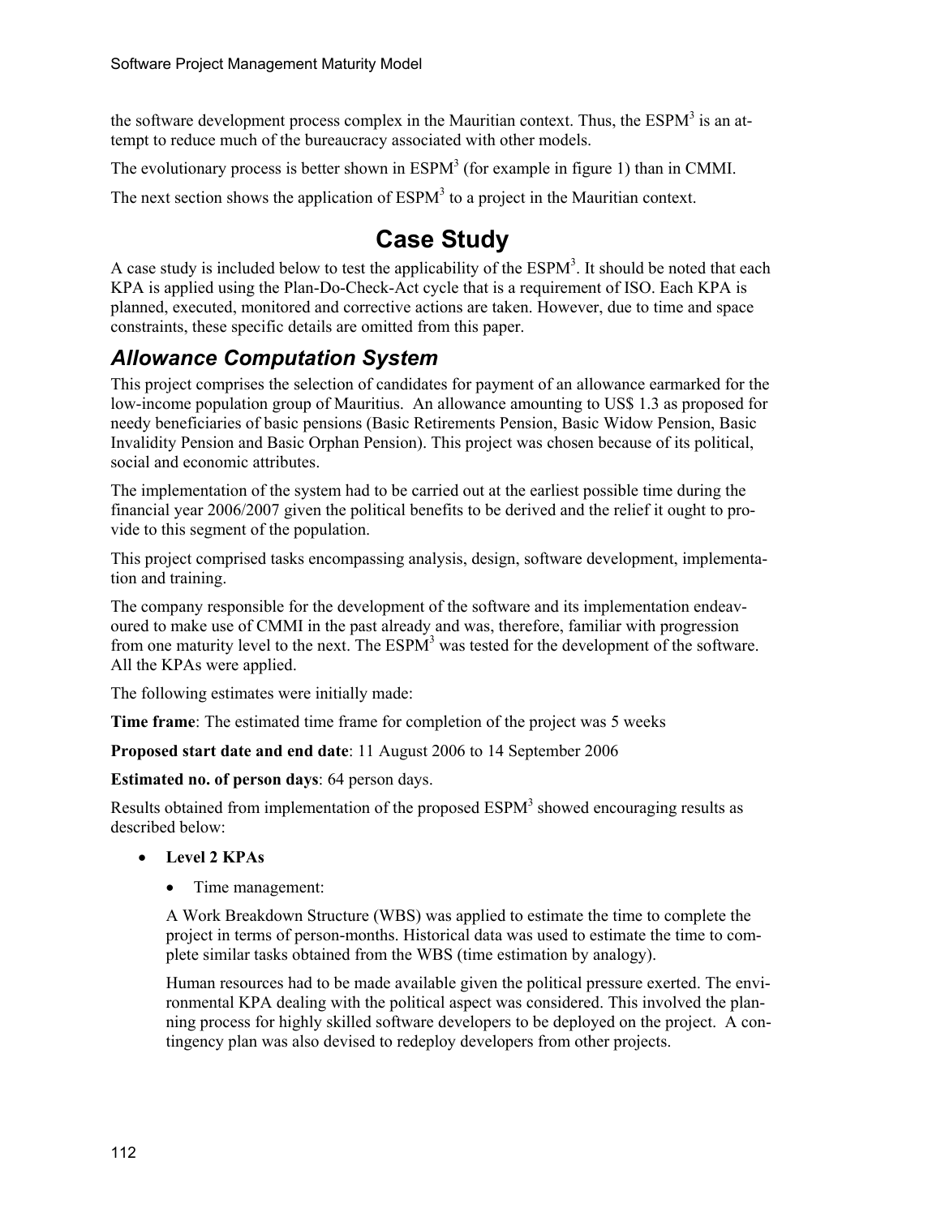the software development process complex in the Mauritian context. Thus, the ESPM[3] is an attempt to reduce much of the bureaucracy associated with other models.

The evolutionary process is better shown in ESPM[3] (for example in figure 1) than in CMMI.

The next section shows the application of ESPM[3] to a project in the Mauritian context.

# Case Study

A case study is included below to test the applicability of the ESPM[3]. It should be noted that each KPA is applied using the Plan-Do-Check-Act cycle that is a requirement of ISO. Each KPA is planned, executed, monitored and corrective actions are taken. However, due to time and space constraints, these specific details are omitted from this paper.

## *Allowance Computation System*

This project comprises the selection of candidates for payment of an allowance earmarked for the low-income population group of Mauritius. An allowance amounting to US$ 1.3 as proposed for needy beneficiaries of basic pensions (Basic Retirements Pension, Basic Widow Pension, Basic Invalidity Pension and Basic Orphan Pension). This project was chosen because of its political, social and economic attributes.

The implementation of the system had to be carried out at the earliest possible time during the financial year 2006/2007 given the political benefits to be derived and the relief it ought to provide to this segment of the population.

This project comprised tasks encompassing analysis, design, software development, implementation and training.

The company responsible for the development of the software and its implementation endeavoured to make use of CMMI in the past already and was, therefore, familiar with progression from one maturity level to the next. The ESPM[3] was tested for the development of the software. All the KPAs were applied.

The following estimates were initially made:

**Time frame**: The estimated time frame for completion of the project was 5 weeks

**Proposed start date and end date**: 11 August 2006 to 14 September 2006

**Estimated no. of person days**: 64 person days.

Results obtained from implementation of the proposed ESPM[3] showed encouraging results as described below:

- **Level 2 KPAs**
  - Time management:

    A Work Breakdown Structure (WBS) was applied to estimate the time to complete the project in terms of person-months. Historical data was used to estimate the time to complete similar tasks obtained from the WBS (time estimation by analogy).

    Human resources had to be made available given the political pressure exerted. The environmental KPA dealing with the political aspect was considered. This involved the planning process for highly skilled software developers to be deployed on the project. A contingency plan was also devised to redeploy developers from other projects.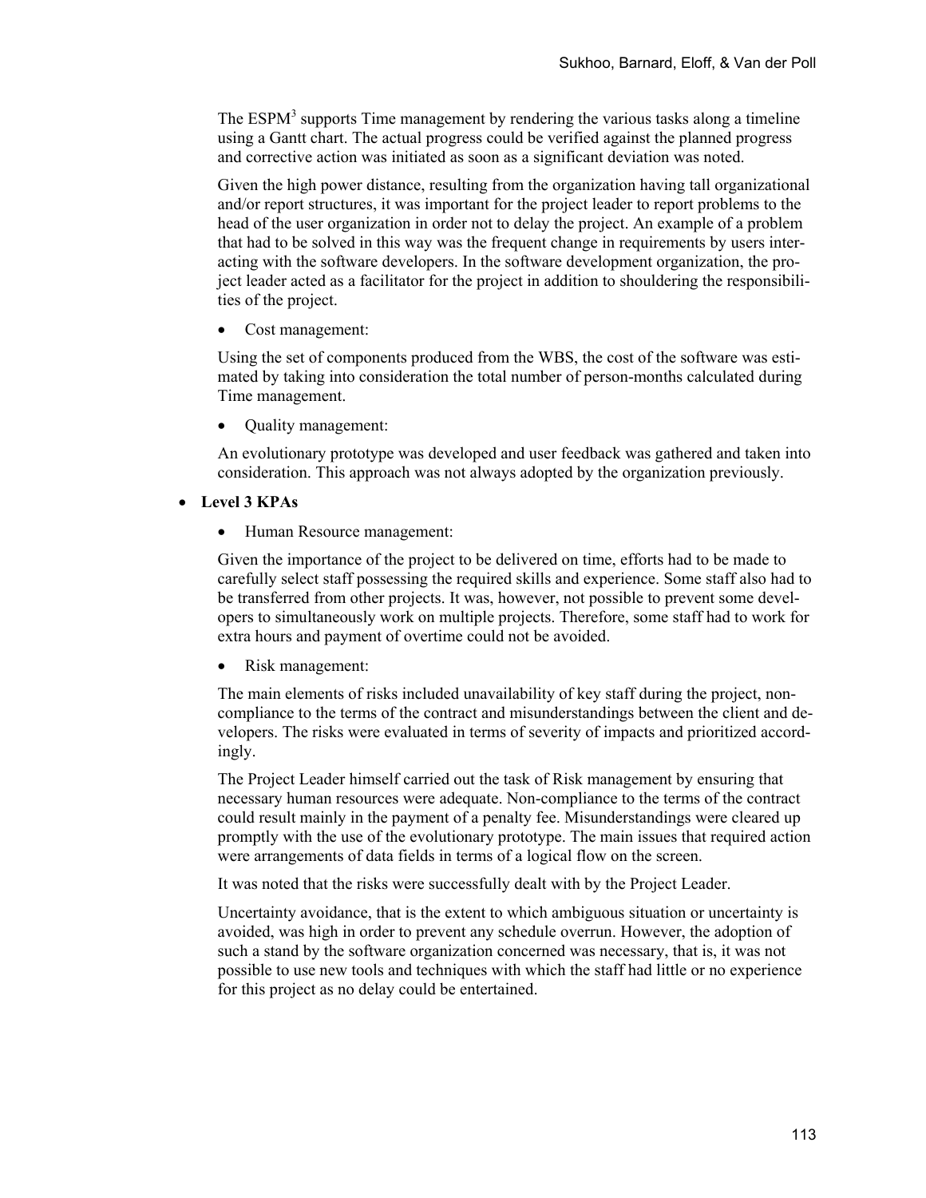The ESPM[3] supports Time management by rendering the various tasks along a timeline using a Gantt chart. The actual progress could be verified against the planned progress and corrective action was initiated as soon as a significant deviation was noted.

Given the high power distance, resulting from the organization having tall organizational and/or report structures, it was important for the project leader to report problems to the head of the user organization in order not to delay the project. An example of a problem that had to be solved in this way was the frequent change in requirements by users interacting with the software developers. In the software development organization, the project leader acted as a facilitator for the project in addition to shouldering the responsibilities of the project.

- Cost management:

Using the set of components produced from the WBS, the cost of the software was estimated by taking into consideration the total number of person-months calculated during Time management.

- Quality management:

An evolutionary prototype was developed and user feedback was gathered and taken into consideration. This approach was not always adopted by the organization previously.

- **Level 3 KPAs**
  - Human Resource management:

Given the importance of the project to be delivered on time, efforts had to be made to carefully select staff possessing the required skills and experience. Some staff also had to be transferred from other projects. It was, however, not possible to prevent some developers to simultaneously work on multiple projects. Therefore, some staff had to work for extra hours and payment of overtime could not be avoided.

- Risk management:

The main elements of risks included unavailability of key staff during the project, non-compliance to the terms of the contract and misunderstandings between the client and developers. The risks were evaluated in terms of severity of impacts and prioritized accordingly.

The Project Leader himself carried out the task of Risk management by ensuring that necessary human resources were adequate. Non-compliance to the terms of the contract could result mainly in the payment of a penalty fee. Misunderstandings were cleared up promptly with the use of the evolutionary prototype. The main issues that required action were arrangements of data fields in terms of a logical flow on the screen.

It was noted that the risks were successfully dealt with by the Project Leader.

Uncertainty avoidance, that is the extent to which ambiguous situation or uncertainty is avoided, was high in order to prevent any schedule overrun. However, the adoption of such a stand by the software organization concerned was necessary, that is, it was not possible to use new tools and techniques with which the staff had little or no experience for this project as no delay could be entertained.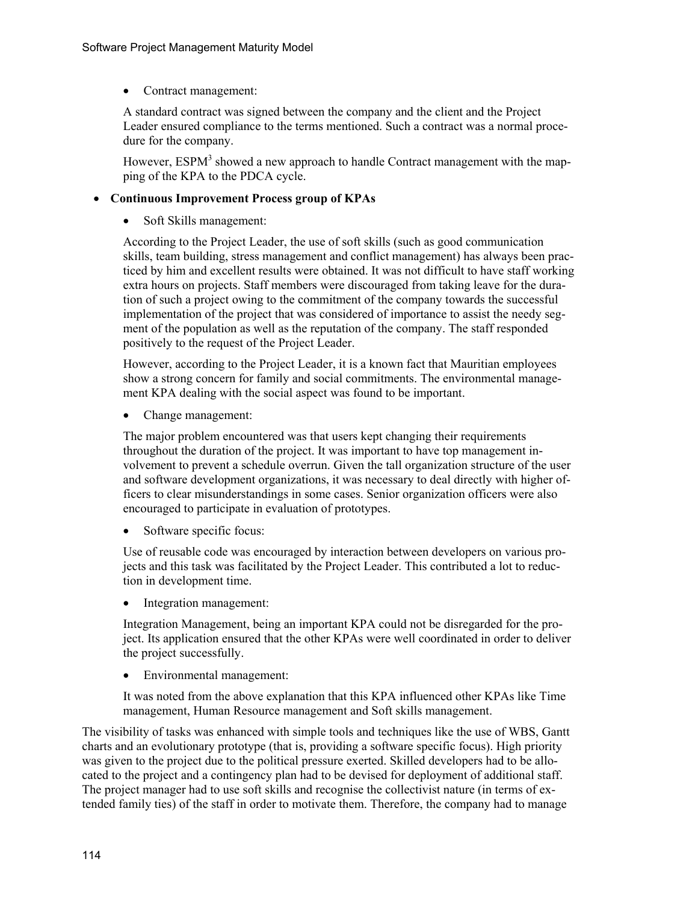- Contract management:

  A standard contract was signed between the company and the client and the Project Leader ensured compliance to the terms mentioned. Such a contract was a normal procedure for the company.

  However, ESPM[3] showed a new approach to handle Contract management with the mapping of the KPA to the PDCA cycle.

- **Continuous Improvement Process group of KPAs**

  - Soft Skills management:

    According to the Project Leader, the use of soft skills (such as good communication skills, team building, stress management and conflict management) has always been practiced by him and excellent results were obtained. It was not difficult to have staff working extra hours on projects. Staff members were discouraged from taking leave for the duration of such a project owing to the commitment of the company towards the successful implementation of the project that was considered of importance to assist the needy segment of the population as well as the reputation of the company. The staff responded positively to the request of the Project Leader.

    However, according to the Project Leader, it is a known fact that Mauritian employees show a strong concern for family and social commitments. The environmental management KPA dealing with the social aspect was found to be important.

  - Change management:

    The major problem encountered was that users kept changing their requirements throughout the duration of the project. It was important to have top management involvement to prevent a schedule overrun. Given the tall organization structure of the user and software development organizations, it was necessary to deal directly with higher officers to clear misunderstandings in some cases. Senior organization officers were also encouraged to participate in evaluation of prototypes.

  - Software specific focus:

    Use of reusable code was encouraged by interaction between developers on various projects and this task was facilitated by the Project Leader. This contributed a lot to reduction in development time.

  - Integration management:

    Integration Management, being an important KPA could not be disregarded for the project. Its application ensured that the other KPAs were well coordinated in order to deliver the project successfully.

  - Environmental management:

    It was noted from the above explanation that this KPA influenced other KPAs like Time management, Human Resource management and Soft skills management.

The visibility of tasks was enhanced with simple tools and techniques like the use of WBS, Gantt charts and an evolutionary prototype (that is, providing a software specific focus). High priority was given to the project due to the political pressure exerted. Skilled developers had to be allocated to the project and a contingency plan had to be devised for deployment of additional staff. The project manager had to use soft skills and recognise the collectivist nature (in terms of extended family ties) of the staff in order to motivate them. Therefore, the company had to manage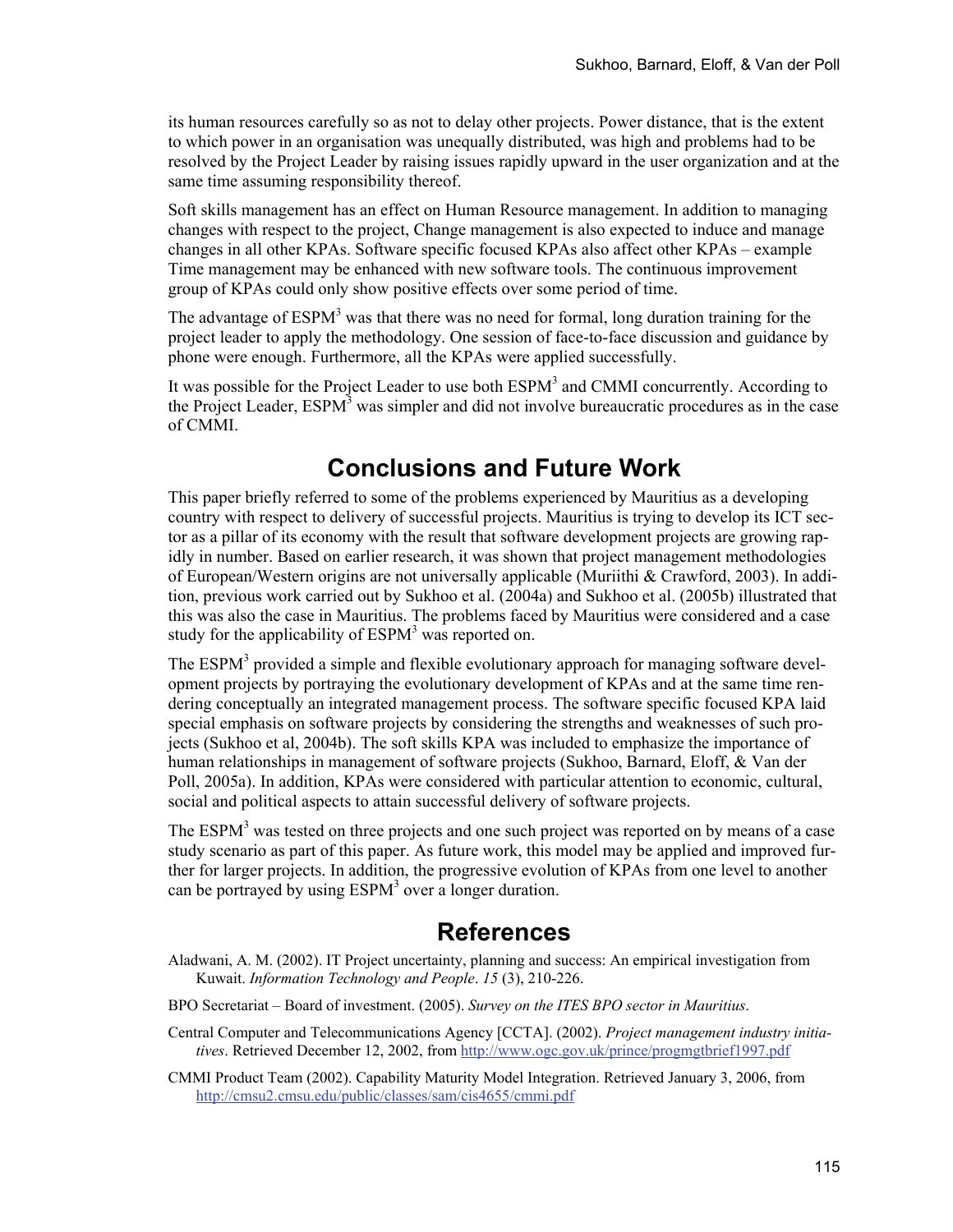its human resources carefully so as not to delay other projects. Power distance, that is the extent to which power in an organisation was unequally distributed, was high and problems had to be resolved by the Project Leader by raising issues rapidly upward in the user organization and at the same time assuming responsibility thereof.

Soft skills management has an effect on Human Resource management. In addition to managing changes with respect to the project, Change management is also expected to induce and manage changes in all other KPAs. Software specific focused KPAs also affect other KPAs – example Time management may be enhanced with new software tools. The continuous improvement group of KPAs could only show positive effects over some period of time.

The advantage of ESPM$^3$ was that there was no need for formal, long duration training for the project leader to apply the methodology. One session of face-to-face discussion and guidance by phone were enough. Furthermore, all the KPAs were applied successfully.

It was possible for the Project Leader to use both ESPM$^3$ and CMMI concurrently. According to the Project Leader, ESPM$^3$ was simpler and did not involve bureaucratic procedures as in the case of CMMI.

## Conclusions and Future Work

This paper briefly referred to some of the problems experienced by Mauritius as a developing country with respect to delivery of successful projects. Mauritius is trying to develop its ICT sector as a pillar of its economy with the result that software development projects are growing rapidly in number. Based on earlier research, it was shown that project management methodologies of European/Western origins are not universally applicable (Muriithi & Crawford, 2003). In addition, previous work carried out by Sukhoo et al. (2004a) and Sukhoo et al. (2005b) illustrated that this was also the case in Mauritius. The problems faced by Mauritius were considered and a case study for the applicability of ESPM$^3$ was reported on.

The ESPM$^3$ provided a simple and flexible evolutionary approach for managing software development projects by portraying the evolutionary development of KPAs and at the same time rendering conceptually an integrated management process. The software specific focused KPA laid special emphasis on software projects by considering the strengths and weaknesses of such projects (Sukhoo et al, 2004b). The soft skills KPA was included to emphasize the importance of human relationships in management of software projects (Sukhoo, Barnard, Eloff, & Van der Poll, 2005a). In addition, KPAs were considered with particular attention to economic, cultural, social and political aspects to attain successful delivery of software projects.

The ESPM$^3$ was tested on three projects and one such project was reported on by means of a case study scenario as part of this paper. As future work, this model may be applied and improved further for larger projects. In addition, the progressive evolution of KPAs from one level to another can be portrayed by using ESPM$^3$ over a longer duration.

## References

Aladwani, A. M. (2002). IT Project uncertainty, planning and success: An empirical investigation from Kuwait. *Information Technology and People*. *15* (3), 210-226.

BPO Secretariat – Board of investment. (2005). *Survey on the ITES BPO sector in Mauritius*.

Central Computer and Telecommunications Agency [CCTA]. (2002). *Project management industry initiatives*. Retrieved December 12, 2002, from http://www.ogc.gov.uk/prince/progmgtbrief1997.pdf

CMMI Product Team (2002). Capability Maturity Model Integration. Retrieved January 3, 2006, from http://cmsu2.cmsu.edu/public/classes/sam/cis4655/cmmi.pdf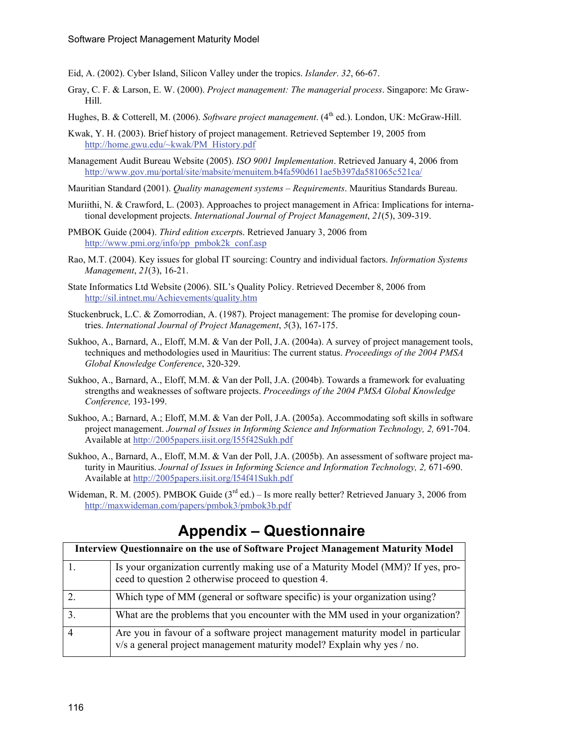Eid, A. (2002). Cyber Island, Silicon Valley under the tropics. *Islander*. *32*, 66-67.

Gray, C. F. & Larson, E. W. (2000). *Project management: The managerial process*. Singapore: Mc Graw-Hill.

Hughes, B. & Cotterell, M. (2006). *Software project management*. (4th ed.). London, UK: McGraw-Hill.

Kwak, Y. H. (2003). Brief history of project management. Retrieved September 19, 2005 from http://home.gwu.edu/~kwak/PM_History.pdf

Management Audit Bureau Website (2005). *ISO 9001 Implementation*. Retrieved January 4, 2006 from http://www.gov.mu/portal/site/mabsite/menuitem.b4fa590d611ae5b397da581065c521ca/

Mauritian Standard (2001). *Quality management systems – Requirements*. Mauritius Standards Bureau.

Muriithi, N. & Crawford, L. (2003). Approaches to project management in Africa: Implications for international development projects. *International Journal of Project Management*, *21*(5), 309-319.

PMBOK Guide (2004). *Third edition excerpt*s. Retrieved January 3, 2006 from http://www.pmi.org/info/pp_pmbok2k_conf.asp

Rao, M.T. (2004). Key issues for global IT sourcing: Country and individual factors. *Information Systems Management*, *21*(3), 16-21.

State Informatics Ltd Website (2006). SIL's Quality Policy. Retrieved December 8, 2006 from http://sil.intnet.mu/Achievements/quality.htm

Stuckenbruck, L.C. & Zomorrodian, A. (1987). Project management: The promise for developing countries. *International Journal of Project Management*, *5*(3), 167-175.

Sukhoo, A., Barnard, A., Eloff, M.M. & Van der Poll, J.A. (2004a). A survey of project management tools, techniques and methodologies used in Mauritius: The current status. *Proceedings of the 2004 PMSA Global Knowledge Conference*, 320-329.

Sukhoo, A., Barnard, A., Eloff, M.M. & Van der Poll, J.A. (2004b). Towards a framework for evaluating strengths and weaknesses of software projects. *Proceedings of the 2004 PMSA Global Knowledge Conference,* 193-199.

Sukhoo, A.; Barnard, A.; Eloff, M.M. & Van der Poll, J.A. (2005a). Accommodating soft skills in software project management. *Journal of Issues in Informing Science and Information Technology, 2,* 691-704. Available at http://2005papers.iisit.org/I55f42Sukh.pdf

Sukhoo, A., Barnard, A., Eloff, M.M. & Van der Poll, J.A. (2005b). An assessment of software project maturity in Mauritius. *Journal of Issues in Informing Science and Information Technology, 2,* 671-690. Available at http://2005papers.iisit.org/I54f41Sukh.pdf

Wideman, R. M. (2005). PMBOK Guide (3rd ed.) – Is more really better? Retrieved January 3, 2006 from http://maxwideman.com/papers/pmbok3/pmbok3b.pdf

# Appendix – Questionnaire

| **Interview Questionnaire on the use of Software Project Management Maturity Model** | |
|---|---|
| 1. | Is your organization currently making use of a Maturity Model (MM)? If yes, proceed to question 2 otherwise proceed to question 4. |
| 2. | Which type of MM (general or software specific) is your organization using? |
| 3. | What are the problems that you encounter with the MM used in your organization? |
| 4 | Are you in favour of a software project management maturity model in particular v/s a general project management maturity model? Explain why yes / no. |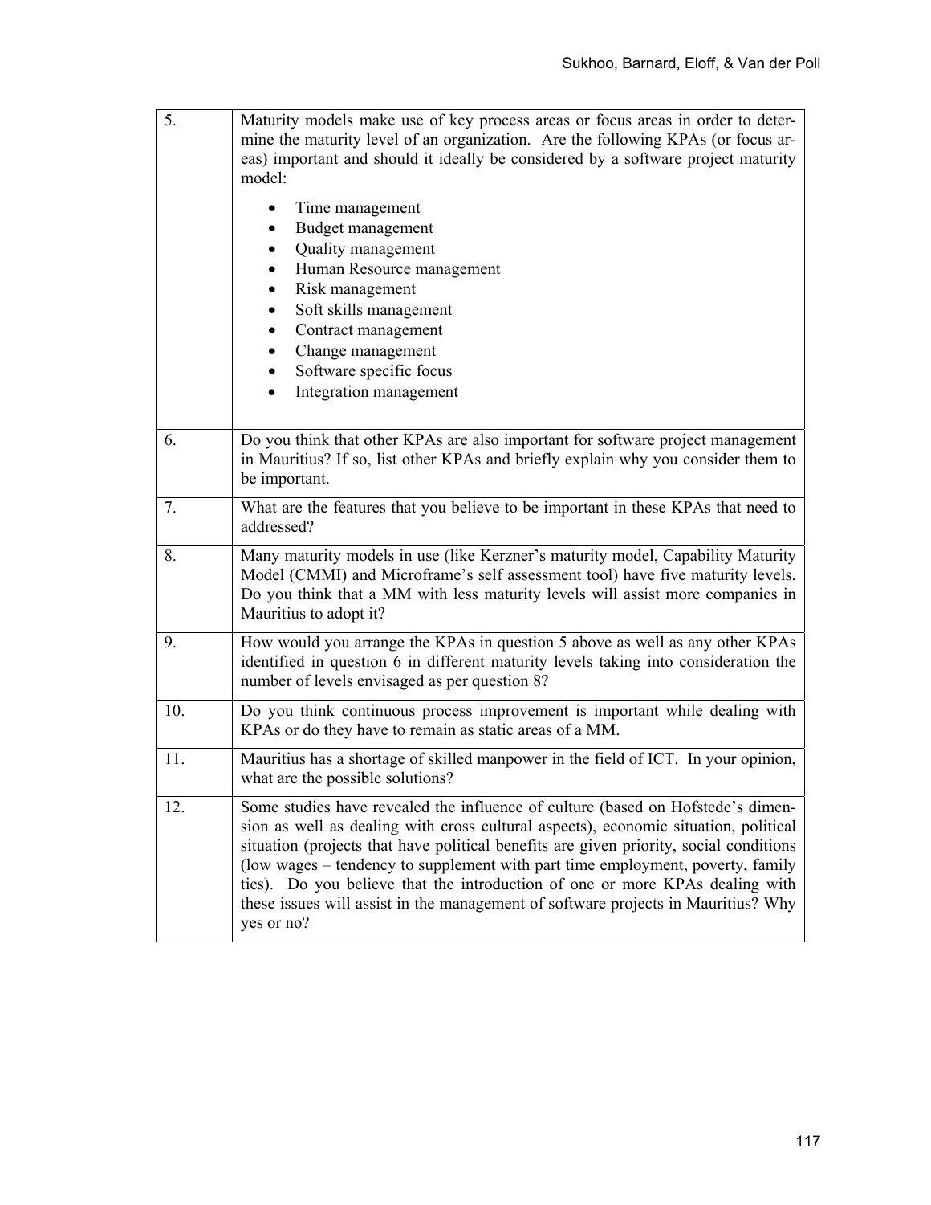| | |
|---|---|
| 5. | Maturity models make use of key process areas or focus areas in order to determine the maturity level of an organization. Are the following KPAs (or focus areas) important and should it ideally be considered by a software project maturity model:<br>• Time management<br>• Budget management<br>• Quality management<br>• Human Resource management<br>• Risk management<br>• Soft skills management<br>• Contract management<br>• Change management<br>• Software specific focus<br>• Integration management |
| 6. | Do you think that other KPAs are also important for software project management in Mauritius? If so, list other KPAs and briefly explain why you consider them to be important. |
| 7. | What are the features that you believe to be important in these KPAs that need to addressed? |
| 8. | Many maturity models in use (like Kerzner's maturity model, Capability Maturity Model (CMMI) and Microframe's self assessment tool) have five maturity levels. Do you think that a MM with less maturity levels will assist more companies in Mauritius to adopt it? |
| 9. | How would you arrange the KPAs in question 5 above as well as any other KPAs identified in question 6 in different maturity levels taking into consideration the number of levels envisaged as per question 8? |
| 10. | Do you think continuous process improvement is important while dealing with KPAs or do they have to remain as static areas of a MM. |
| 11. | Mauritius has a shortage of skilled manpower in the field of ICT. In your opinion, what are the possible solutions? |
| 12. | Some studies have revealed the influence of culture (based on Hofstede's dimension as well as dealing with cross cultural aspects), economic situation, political situation (projects that have political benefits are given priority, social conditions (low wages – tendency to supplement with part time employment, poverty, family ties). Do you believe that the introduction of one or more KPAs dealing with these issues will assist in the management of software projects in Mauritius? Why yes or no? |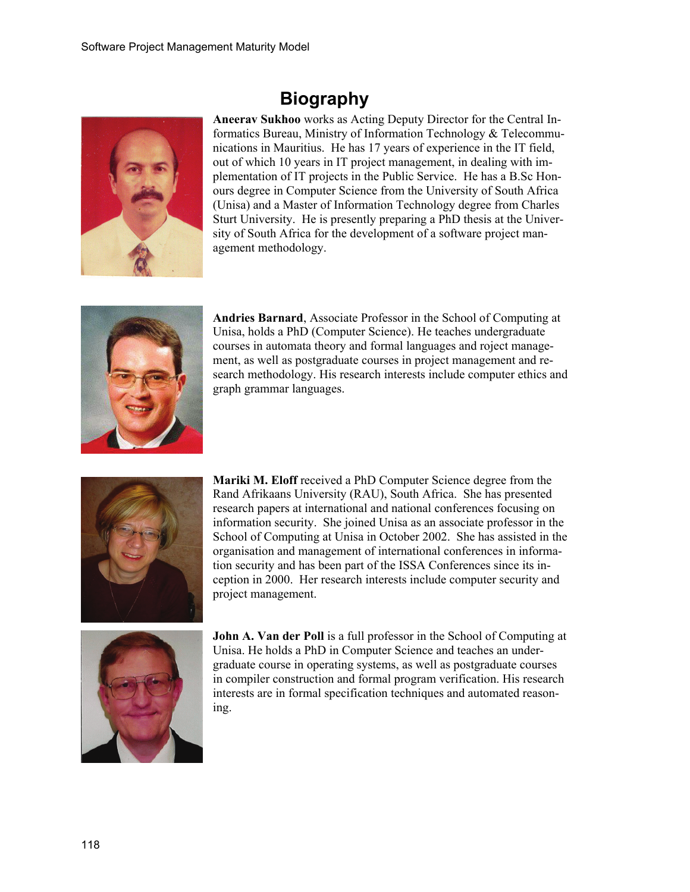# Biography

**Aneerav Sukhoo** works as Acting Deputy Director for the Central Informatics Bureau, Ministry of Information Technology & Telecommunications in Mauritius. He has 17 years of experience in the IT field, out of which 10 years in IT project management, in dealing with implementation of IT projects in the Public Service. He has a B.Sc Honours degree in Computer Science from the University of South Africa (Unisa) and a Master of Information Technology degree from Charles Sturt University. He is presently preparing a PhD thesis at the University of South Africa for the development of a software project management methodology.

**Andries Barnard**, Associate Professor in the School of Computing at Unisa, holds a PhD (Computer Science). He teaches undergraduate courses in automata theory and formal languages and roject management, as well as postgraduate courses in project management and research methodology. His research interests include computer ethics and graph grammar languages.

**Mariki M. Eloff** received a PhD Computer Science degree from the Rand Afrikaans University (RAU), South Africa. She has presented research papers at international and national conferences focusing on information security. She joined Unisa as an associate professor in the School of Computing at Unisa in October 2002. She has assisted in the organisation and management of international conferences in information security and has been part of the ISSA Conferences since its inception in 2000. Her research interests include computer security and project management.

**John A. Van der Poll** is a full professor in the School of Computing at Unisa. He holds a PhD in Computer Science and teaches an undergraduate course in operating systems, as well as postgraduate courses in compiler construction and formal program verification. His research interests are in formal specification techniques and automated reasoning.